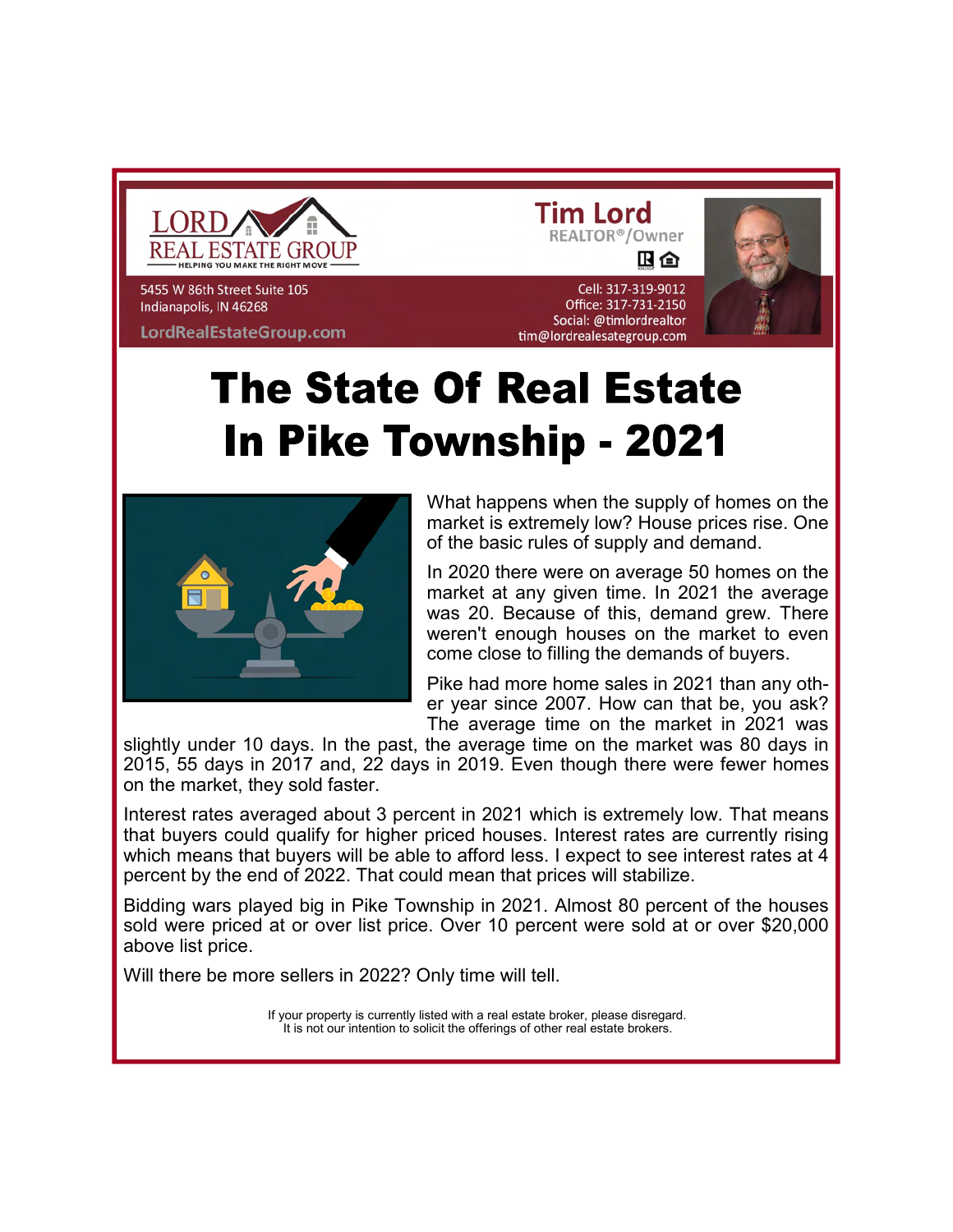LORD REAL ESTATE GROUP
HELPING YOU MAKE THE RIGHT MOVE

5455 W 86th Street Suite 105
Indianapolis, IN 46268

LordRealEstateGroup.com

**Tim Lord**
REALTOR®/Owner

Cell: 317-319-9012
Office: 317-731-2150
Social: @timlordrealtor
tim@lordrealesategroup.com

# The State Of Real Estate In Pike Township - 2021

What happens when the supply of homes on the market is extremely low? House prices rise. One of the basic rules of supply and demand.

In 2020 there were on average 50 homes on the market at any given time. In 2021 the average was 20. Because of this, demand grew. There weren't enough houses on the market to even come close to filling the demands of buyers.

Pike had more home sales in 2021 than any other year since 2007. How can that be, you ask? The average time on the market in 2021 was slightly under 10 days. In the past, the average time on the market was 80 days in 2015, 55 days in 2017 and, 22 days in 2019. Even though there were fewer homes on the market, they sold faster.

Interest rates averaged about 3 percent in 2021 which is extremely low. That means that buyers could qualify for higher priced houses. Interest rates are currently rising which means that buyers will be able to afford less. I expect to see interest rates at 4 percent by the end of 2022. That could mean that prices will stabilize.

Bidding wars played big in Pike Township in 2021. Almost 80 percent of the houses sold were priced at or over list price. Over 10 percent were sold at or over $20,000 above list price.

Will there be more sellers in 2022? Only time will tell.

If your property is currently listed with a real estate broker, please disregard.
It is not our intention to solicit the offerings of other real estate brokers.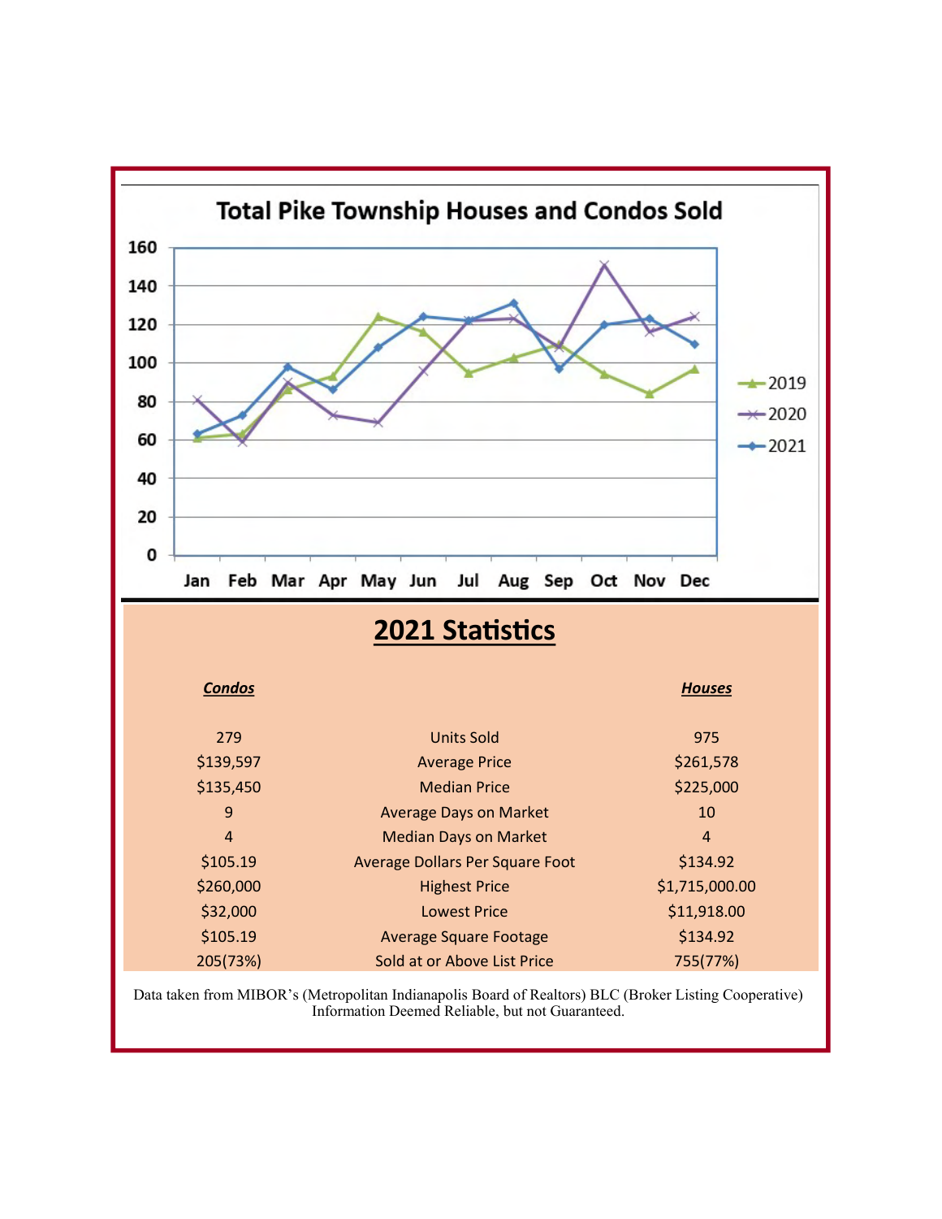## Total Pike Township Houses and Condos Sold

## 2021 Statistics

| *Condos* | | *Houses* |
|---|---|---|
| 279 | Units Sold | 975 |
| $139,597 | Average Price | $261,578 |
| $135,450 | Median Price | $225,000 |
| 9 | Average Days on Market | 10 |
| 4 | Median Days on Market | 4 |
| $105.19 | Average Dollars Per Square Foot | $134.92 |
| $260,000 | Highest Price | $1,715,000.00 |
| $32,000 | Lowest Price | $11,918.00 |
| $105.19 | Average Square Footage | $134.92 |
| 205(73%) | Sold at or Above List Price | 755(77%) |

Data taken from MIBOR's (Metropolitan Indianapolis Board of Realtors) BLC (Broker Listing Cooperative) Information Deemed Reliable, but not Guaranteed.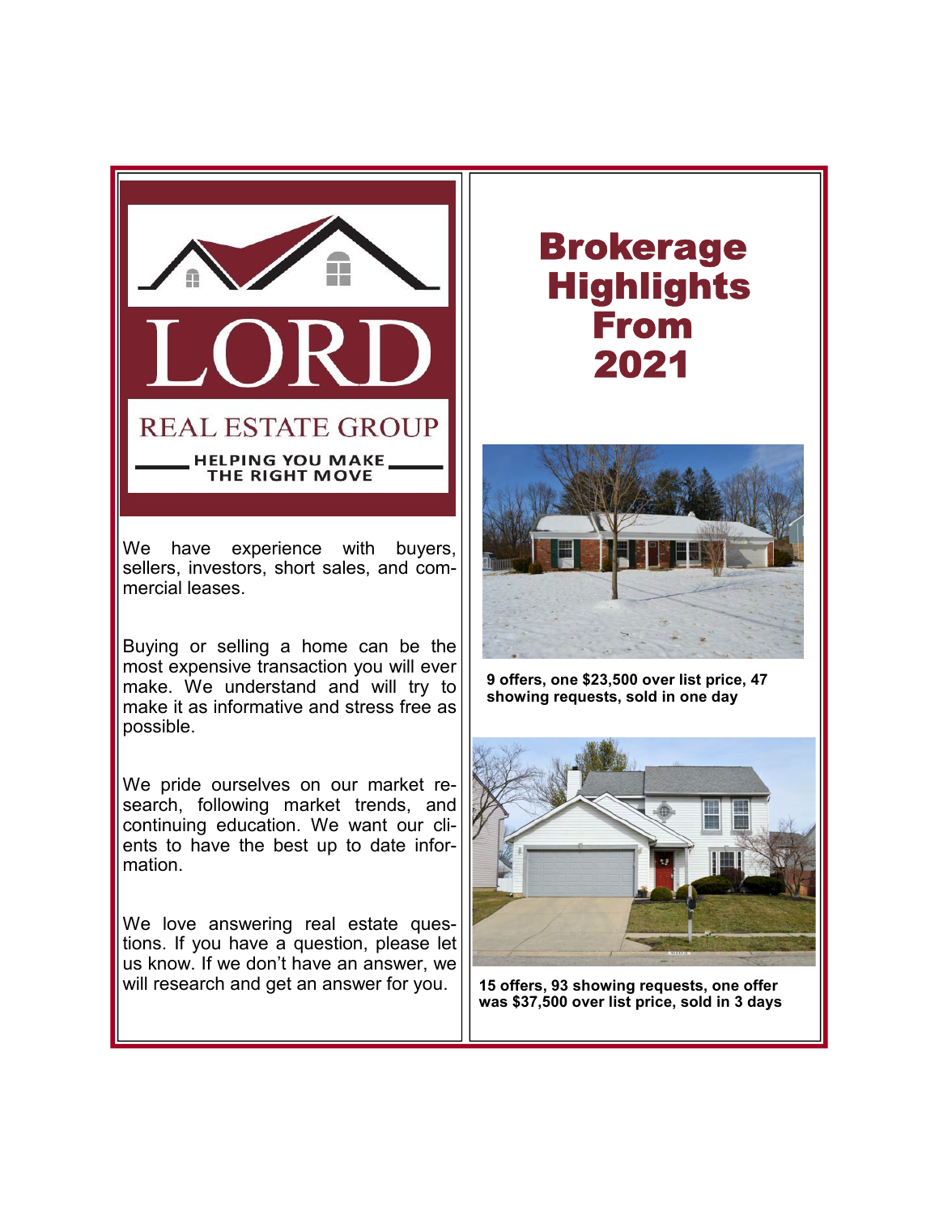LORD

REAL ESTATE GROUP

HELPING YOU MAKE THE RIGHT MOVE

We have experience with buyers, sellers, investors, short sales, and commercial leases.

Buying or selling a home can be the most expensive transaction you will ever make. We understand and will try to make it as informative and stress free as possible.

We pride ourselves on our market research, following market trends, and continuing education. We want our clients to have the best up to date information.

We love answering real estate questions. If you have a question, please let us know. If we don't have an answer, we will research and get an answer for you.

# Brokerage Highlights From 2021

**9 offers, one $23,500 over list price, 47 showing requests, sold in one day**

**15 offers, 93 showing requests, one offer was $37,500 over list price, sold in 3 days**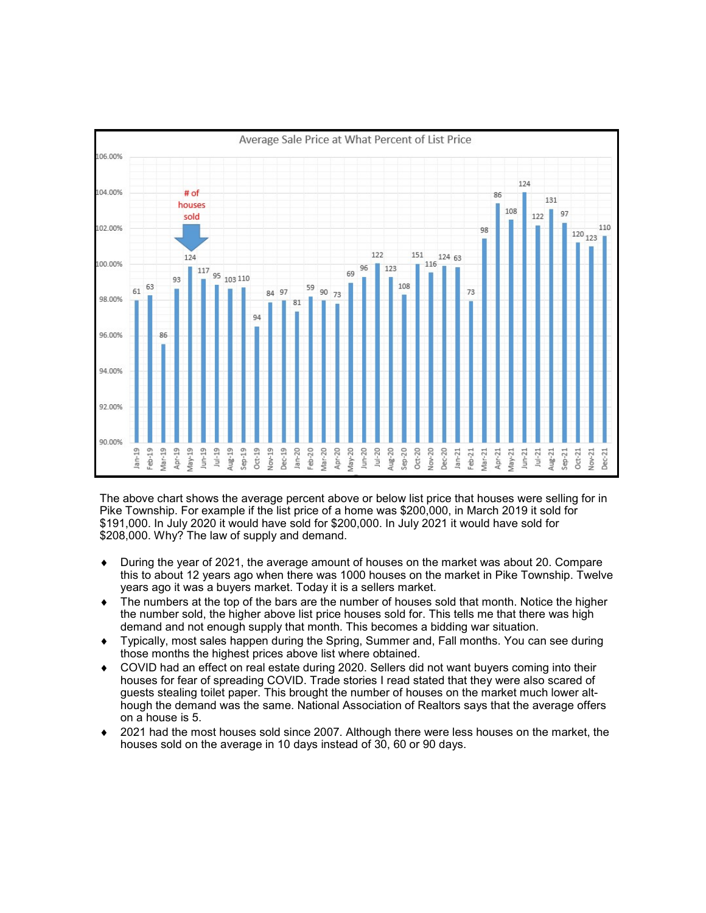Average Sale Price at What Percent of List Price

The above chart shows the average percent above or below list price that houses were selling for in Pike Township. For example if the list price of a home was $200,000, in March 2019 it sold for $191,000. In July 2020 it would have sold for $200,000. In July 2021 it would have sold for $208,000. Why? The law of supply and demand.

- During the year of 2021, the average amount of houses on the market was about 20. Compare this to about 12 years ago when there was 1000 houses on the market in Pike Township. Twelve years ago it was a buyers market. Today it is a sellers market.
- The numbers at the top of the bars are the number of houses sold that month. Notice the higher the number sold, the higher above list price houses sold for. This tells me that there was high demand and not enough supply that month. This becomes a bidding war situation.
- Typically, most sales happen during the Spring, Summer and, Fall months. You can see during those months the highest prices above list where obtained.
- COVID had an effect on real estate during 2020. Sellers did not want buyers coming into their houses for fear of spreading COVID. Trade stories I read stated that they were also scared of guests stealing toilet paper. This brought the number of houses on the market much lower although the demand was the same. National Association of Realtors says that the average offers on a house is 5.
- 2021 had the most houses sold since 2007. Although there were less houses on the market, the houses sold on the average in 10 days instead of 30, 60 or 90 days.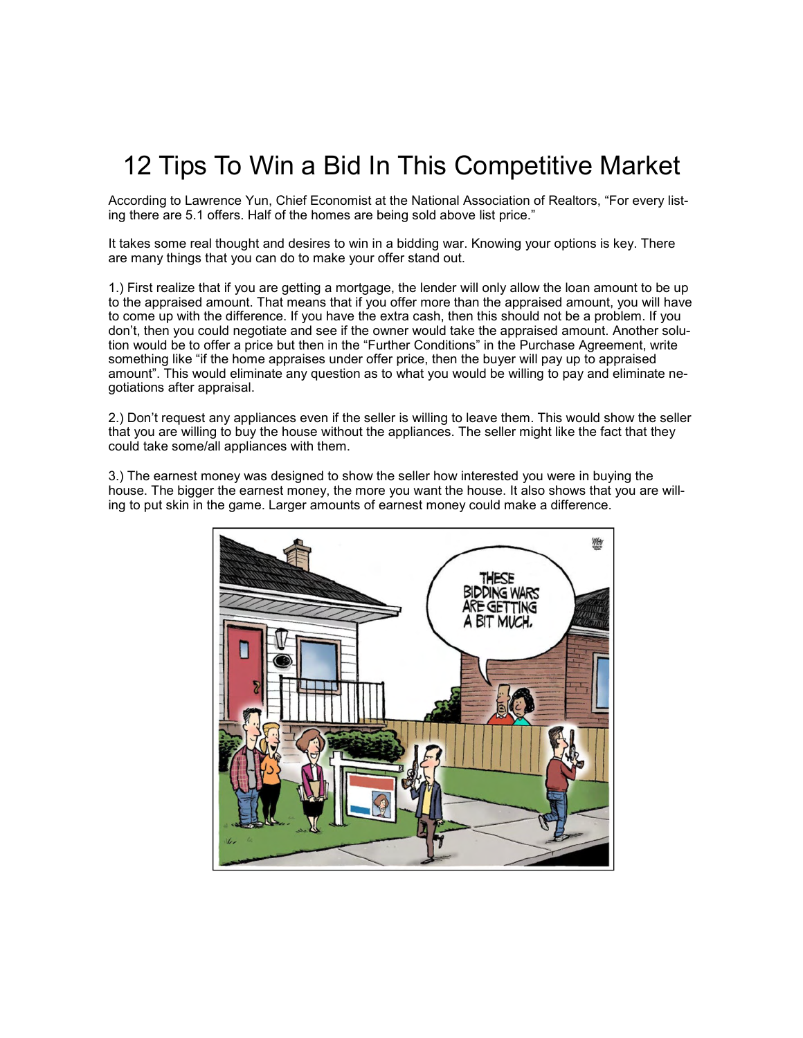# 12 Tips To Win a Bid In This Competitive Market

According to Lawrence Yun, Chief Economist at the National Association of Realtors, “For every listing there are 5.1 offers. Half of the homes are being sold above list price.”

It takes some real thought and desires to win in a bidding war. Knowing your options is key. There are many things that you can do to make your offer stand out.

1.) First realize that if you are getting a mortgage, the lender will only allow the loan amount to be up to the appraised amount. That means that if you offer more than the appraised amount, you will have to come up with the difference. If you have the extra cash, then this should not be a problem. If you don’t, then you could negotiate and see if the owner would take the appraised amount. Another solution would be to offer a price but then in the “Further Conditions” in the Purchase Agreement, write something like “if the home appraises under offer price, then the buyer will pay up to appraised amount”. This would eliminate any question as to what you would be willing to pay and eliminate negotiations after appraisal.

2.) Don’t request any appliances even if the seller is willing to leave them. This would show the seller that you are willing to buy the house without the appliances. The seller might like the fact that they could take some/all appliances with them.

3.) The earnest money was designed to show the seller how interested you were in buying the house. The bigger the earnest money, the more you want the house. It also shows that you are willing to put skin in the game. Larger amounts of earnest money could make a difference.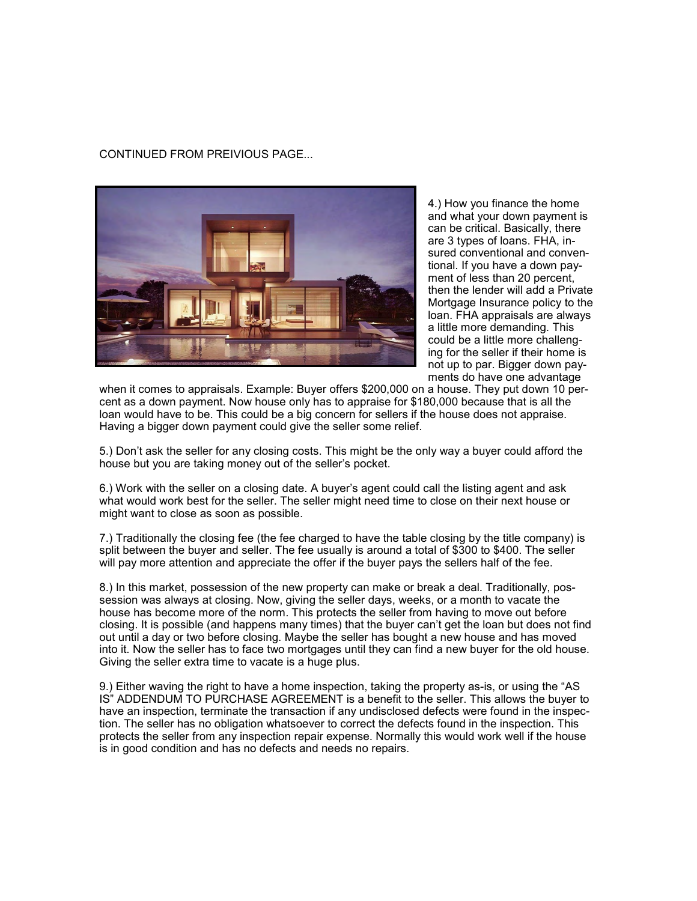CONTINUED FROM PREIVIOUS PAGE...

4.) How you finance the home and what your down payment is can be critical. Basically, there are 3 types of loans. FHA, insured conventional and conventional. If you have a down payment of less than 20 percent, then the lender will add a Private Mortgage Insurance policy to the loan. FHA appraisals are always a little more demanding. This could be a little more challenging for the seller if their home is not up to par. Bigger down payments do have one advantage when it comes to appraisals. Example: Buyer offers $200,000 on a house. They put down 10 percent as a down payment. Now house only has to appraise for $180,000 because that is all the loan would have to be. This could be a big concern for sellers if the house does not appraise. Having a bigger down payment could give the seller some relief.

5.) Don't ask the seller for any closing costs. This might be the only way a buyer could afford the house but you are taking money out of the seller's pocket.

6.) Work with the seller on a closing date. A buyer's agent could call the listing agent and ask what would work best for the seller. The seller might need time to close on their next house or might want to close as soon as possible.

7.) Traditionally the closing fee (the fee charged to have the table closing by the title company) is split between the buyer and seller. The fee usually is around a total of $300 to $400. The seller will pay more attention and appreciate the offer if the buyer pays the sellers half of the fee.

8.) In this market, possession of the new property can make or break a deal. Traditionally, possession was always at closing. Now, giving the seller days, weeks, or a month to vacate the house has become more of the norm. This protects the seller from having to move out before closing. It is possible (and happens many times) that the buyer can't get the loan but does not find out until a day or two before closing. Maybe the seller has bought a new house and has moved into it. Now the seller has to face two mortgages until they can find a new buyer for the old house. Giving the seller extra time to vacate is a huge plus.

9.) Either waving the right to have a home inspection, taking the property as-is, or using the "AS IS" ADDENDUM TO PURCHASE AGREEMENT is a benefit to the seller. This allows the buyer to have an inspection, terminate the transaction if any undisclosed defects were found in the inspection. The seller has no obligation whatsoever to correct the defects found in the inspection. This protects the seller from any inspection repair expense. Normally this would work well if the house is in good condition and has no defects and needs no repairs.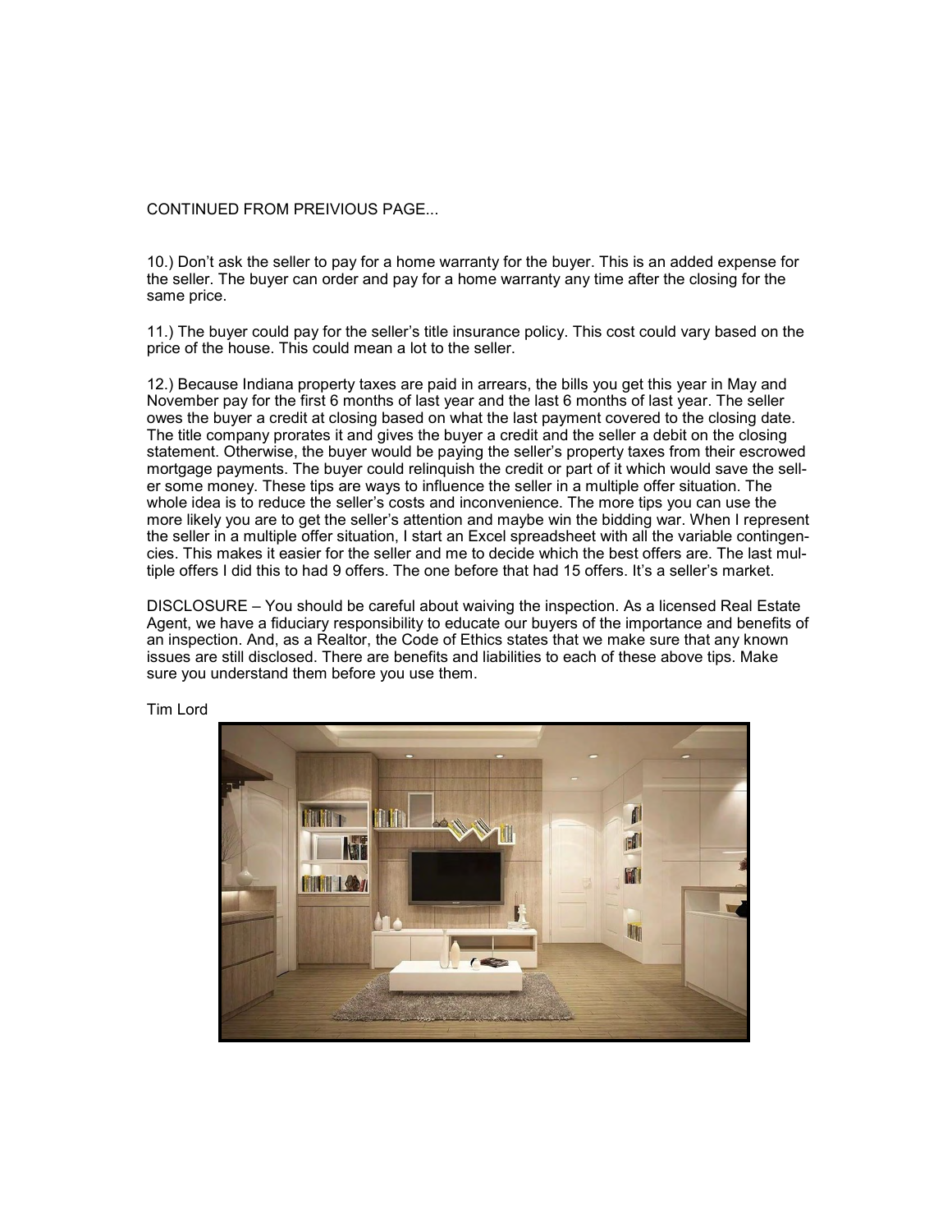CONTINUED FROM PREIVIOUS PAGE...

10.) Don't ask the seller to pay for a home warranty for the buyer. This is an added expense for the seller. The buyer can order and pay for a home warranty any time after the closing for the same price.

11.) The buyer could pay for the seller's title insurance policy. This cost could vary based on the price of the house. This could mean a lot to the seller.

12.) Because Indiana property taxes are paid in arrears, the bills you get this year in May and November pay for the first 6 months of last year and the last 6 months of last year. The seller owes the buyer a credit at closing based on what the last payment covered to the closing date. The title company prorates it and gives the buyer a credit and the seller a debit on the closing statement. Otherwise, the buyer would be paying the seller's property taxes from their escrowed mortgage payments. The buyer could relinquish the credit or part of it which would save the seller some money. These tips are ways to influence the seller in a multiple offer situation. The whole idea is to reduce the seller's costs and inconvenience. The more tips you can use the more likely you are to get the seller's attention and maybe win the bidding war. When I represent the seller in a multiple offer situation, I start an Excel spreadsheet with all the variable contingencies. This makes it easier for the seller and me to decide which the best offers are. The last multiple offers I did this to had 9 offers. The one before that had 15 offers. It's a seller's market.

DISCLOSURE – You should be careful about waiving the inspection. As a licensed Real Estate Agent, we have a fiduciary responsibility to educate our buyers of the importance and benefits of an inspection. And, as a Realtor, the Code of Ethics states that we make sure that any known issues are still disclosed. There are benefits and liabilities to each of these above tips. Make sure you understand them before you use them.

Tim Lord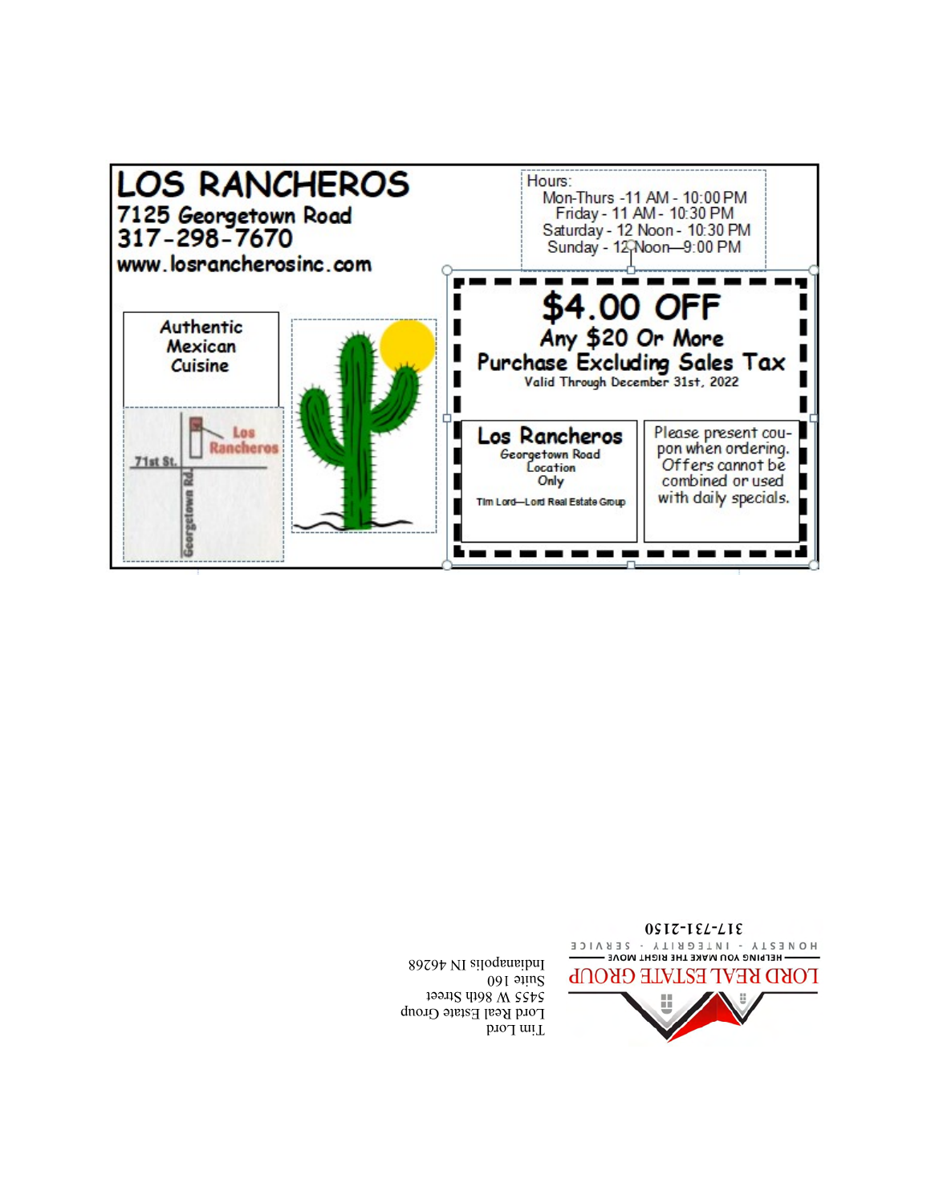# LOS RANCHEROS

**7125 Georgetown Road**
**317-298-7670**
**www.losrancherosinc.com**

Hours:
Mon-Thurs - 11 AM - 10:00 PM
Friday - 11 AM - 10:30 PM
Saturday - 12 Noon - 10:30 PM
Sunday - 12 Noon—9:00 PM

Authentic Mexican Cuisine

Los Rancheros
71st St.
Georgetown Rd.

## $4.00 OFF

**Any $20 Or More Purchase Excluding Sales Tax**

Valid Through December 31st, 2022

**Los Rancheros**
Georgetown Road Location Only

Tim Lord—Lord Real Estate Group

Please present coupon when ordering. Offers cannot be combined or used with daily specials.

Tim Lord
Lord Real Estate Group
5455 W 86th Street
Suite 160
Indianapolis IN 46268

LORD REAL ESTATE GROUP
HELPING YOU MAKE THE RIGHT MOVE
HONESTY - INTEGRITY - SERVICE
317-731-2150